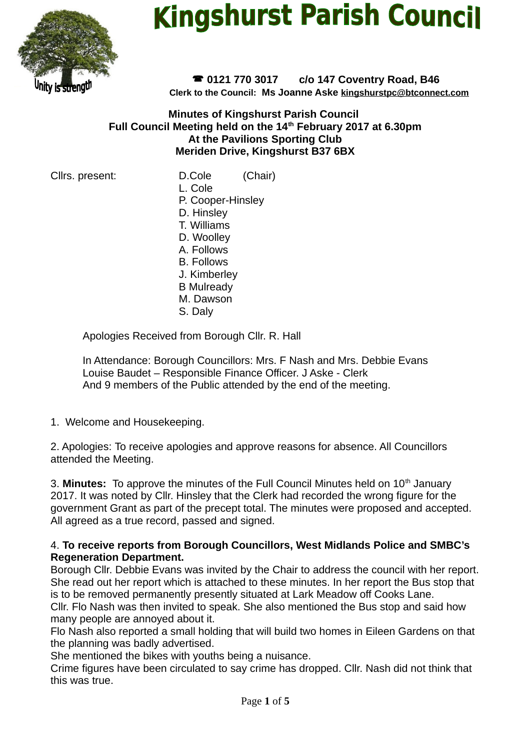# Kingshurst Parish Council

Unity is strength

☎ 0121 770 3017 c/o 147 Coventry Road, B46
Clerk to the Council: Ms Joanne Aske kingshurstpc@btconnect.com

**Minutes of Kingshurst Parish Council**
**Full Council Meeting held on the 14th February 2017 at 6.30pm**
**At the Pavilions Sporting Club**
**Meriden Drive, Kingshurst B37 6BX**

Cllrs. present:
D.Cole (Chair)
L. Cole
P. Cooper-Hinsley
D. Hinsley
T. Williams
D. Woolley
A. Follows
B. Follows
J. Kimberley
B Mulready
M. Dawson
S. Daly

Apologies Received from Borough Cllr. R. Hall

In Attendance: Borough Councillors: Mrs. F Nash and Mrs. Debbie Evans
Louise Baudet – Responsible Finance Officer. J Aske - Clerk
And 9 members of the Public attended by the end of the meeting.

1. Welcome and Housekeeping.

2. Apologies: To receive apologies and approve reasons for absence. All Councillors attended the Meeting.

3. **Minutes:** To approve the minutes of the Full Council Minutes held on 10th January 2017. It was noted by Cllr. Hinsley that the Clerk had recorded the wrong figure for the government Grant as part of the precept total. The minutes were proposed and accepted. All agreed as a true record, passed and signed.

4. **To receive reports from Borough Councillors, West Midlands Police and SMBC's Regeneration Department.**
Borough Cllr. Debbie Evans was invited by the Chair to address the council with her report. She read out her report which is attached to these minutes. In her report the Bus stop that is to be removed permanently presently situated at Lark Meadow off Cooks Lane.
Cllr. Flo Nash was then invited to speak. She also mentioned the Bus stop and said how many people are annoyed about it.
Flo Nash also reported a small holding that will build two homes in Eileen Gardens on that the planning was badly advertised.
She mentioned the bikes with youths being a nuisance.
Crime figures have been circulated to say crime has dropped. Cllr. Nash did not think that this was true.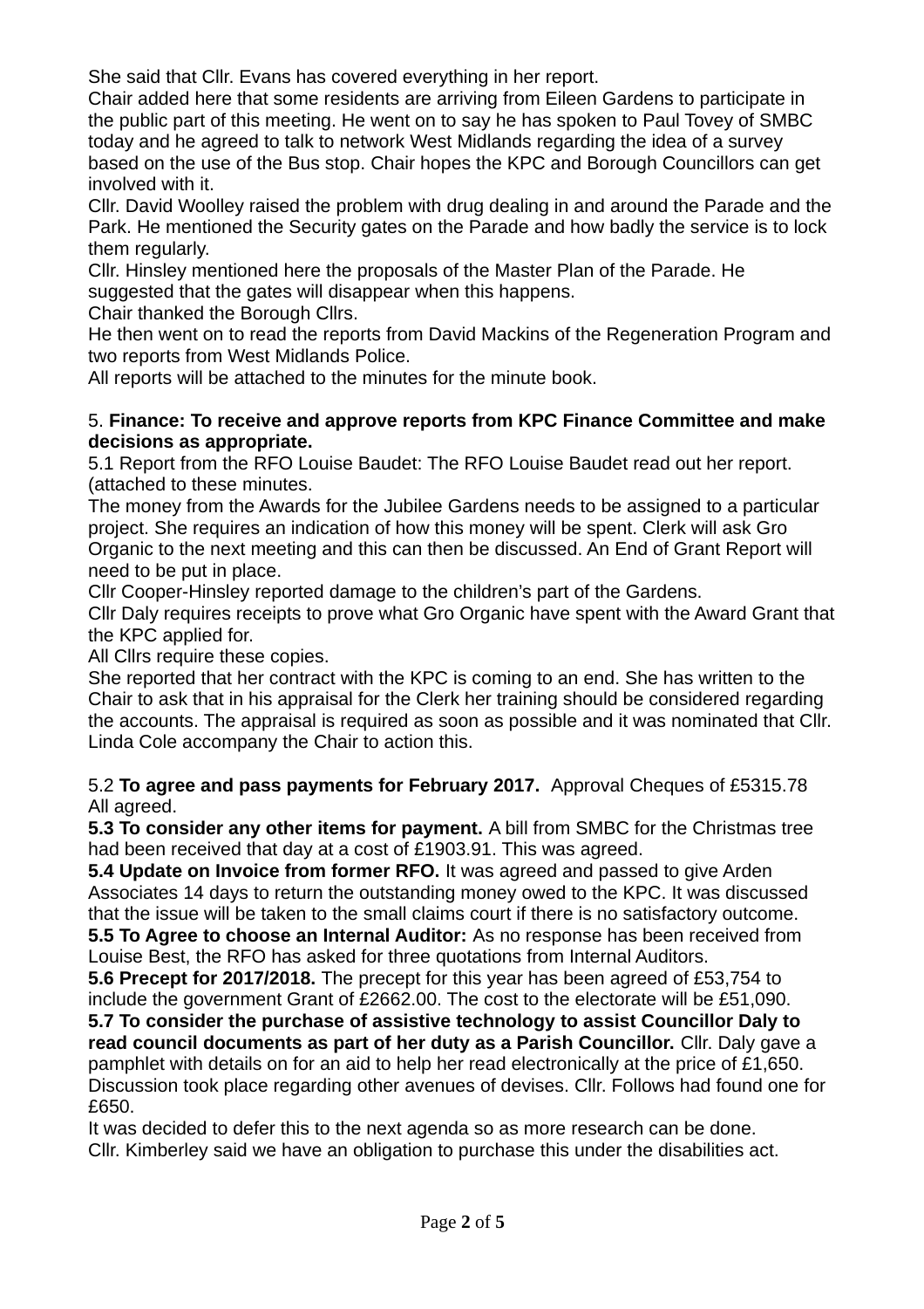She said that Cllr. Evans has covered everything in her report.
Chair added here that some residents are arriving from Eileen Gardens to participate in the public part of this meeting. He went on to say he has spoken to Paul Tovey of SMBC today and he agreed to talk to network West Midlands regarding the idea of a survey based on the use of the Bus stop. Chair hopes the KPC and Borough Councillors can get involved with it.
Cllr. David Woolley raised the problem with drug dealing in and around the Parade and the Park. He mentioned the Security gates on the Parade and how badly the service is to lock them regularly.
Cllr. Hinsley mentioned here the proposals of the Master Plan of the Parade. He suggested that the gates will disappear when this happens.
Chair thanked the Borough Cllrs.
He then went on to read the reports from David Mackins of the Regeneration Program and two reports from West Midlands Police.
All reports will be attached to the minutes for the minute book.

5. **Finance: To receive and approve reports from KPC Finance Committee and make decisions as appropriate.**
5.1 Report from the RFO Louise Baudet: The RFO Louise Baudet read out her report. (attached to these minutes.
The money from the Awards for the Jubilee Gardens needs to be assigned to a particular project. She requires an indication of how this money will be spent. Clerk will ask Gro Organic to the next meeting and this can then be discussed. An End of Grant Report will need to be put in place.
Cllr Cooper-Hinsley reported damage to the children's part of the Gardens.
Cllr Daly requires receipts to prove what Gro Organic have spent with the Award Grant that the KPC applied for.
All Cllrs require these copies.
She reported that her contract with the KPC is coming to an end. She has written to the Chair to ask that in his appraisal for the Clerk her training should be considered regarding the accounts. The appraisal is required as soon as possible and it was nominated that Cllr. Linda Cole accompany the Chair to action this.

5.2 **To agree and pass payments for February 2017.** Approval Cheques of £5315.78 All agreed.
**5.3 To consider any other items for payment.** A bill from SMBC for the Christmas tree had been received that day at a cost of £1903.91. This was agreed.
**5.4 Update on Invoice from former RFO.** It was agreed and passed to give Arden Associates 14 days to return the outstanding money owed to the KPC. It was discussed that the issue will be taken to the small claims court if there is no satisfactory outcome.
**5.5 To Agree to choose an Internal Auditor:** As no response has been received from Louise Best, the RFO has asked for three quotations from Internal Auditors.
**5.6 Precept for 2017/2018.** The precept for this year has been agreed of £53,754 to include the government Grant of £2662.00. The cost to the electorate will be £51,090.
**5.7 To consider the purchase of assistive technology to assist Councillor Daly to read council documents as part of her duty as a Parish Councillor.** Cllr. Daly gave a pamphlet with details on for an aid to help her read electronically at the price of £1,650. Discussion took place regarding other avenues of devises. Cllr. Follows had found one for £650.
It was decided to defer this to the next agenda so as more research can be done.
Cllr. Kimberley said we have an obligation to purchase this under the disabilities act.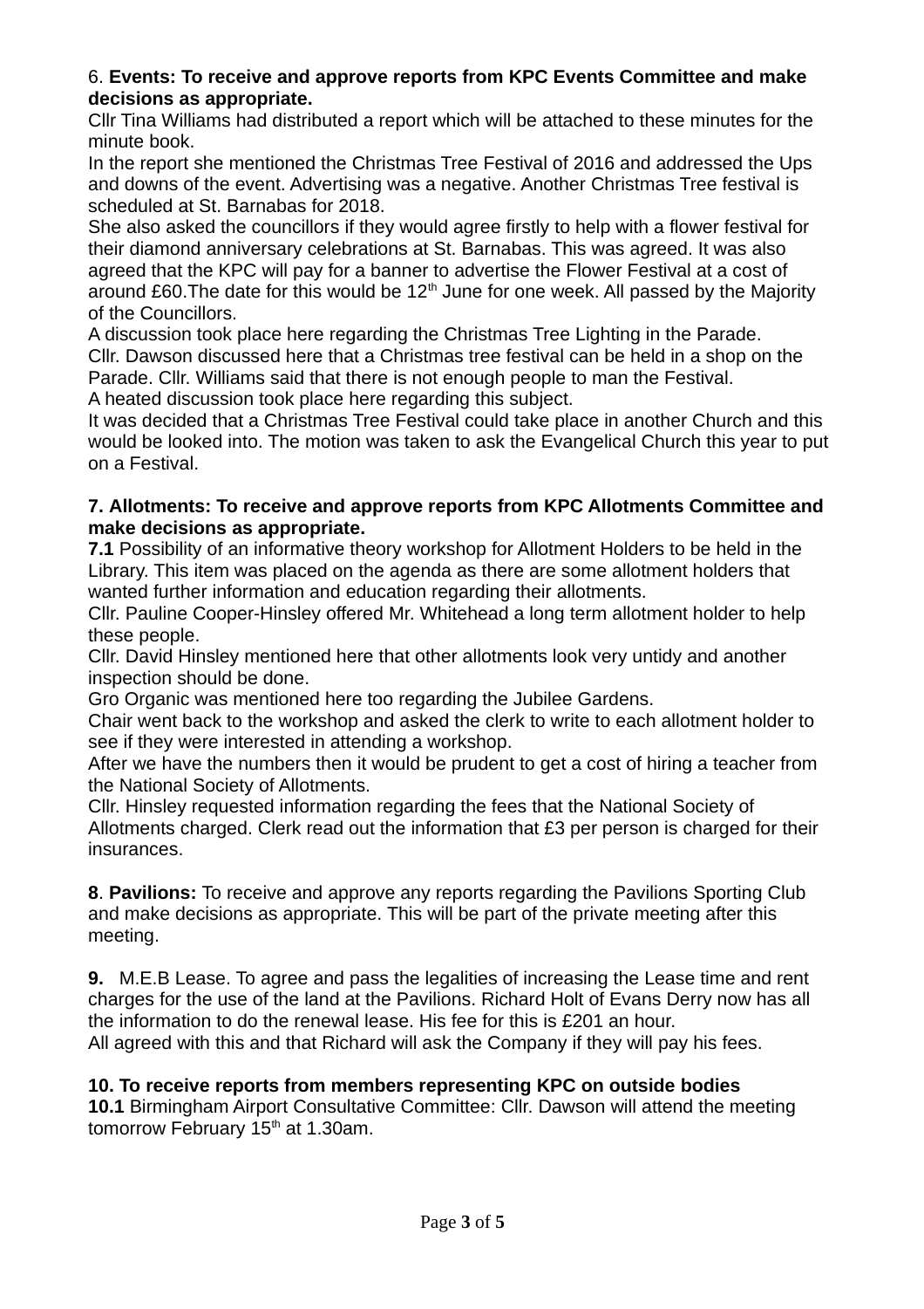6. **Events: To receive and approve reports from KPC Events Committee and make decisions as appropriate.**

Cllr Tina Williams had distributed a report which will be attached to these minutes for the minute book.

In the report she mentioned the Christmas Tree Festival of 2016 and addressed the Ups and downs of the event. Advertising was a negative. Another Christmas Tree festival is scheduled at St. Barnabas for 2018.

She also asked the councillors if they would agree firstly to help with a flower festival for their diamond anniversary celebrations at St. Barnabas. This was agreed. It was also agreed that the KPC will pay for a banner to advertise the Flower Festival at a cost of around £60.The date for this would be 12th June for one week. All passed by the Majority of the Councillors.

A discussion took place here regarding the Christmas Tree Lighting in the Parade.

Cllr. Dawson discussed here that a Christmas tree festival can be held in a shop on the Parade. Cllr. Williams said that there is not enough people to man the Festival.

A heated discussion took place here regarding this subject.

It was decided that a Christmas Tree Festival could take place in another Church and this would be looked into. The motion was taken to ask the Evangelical Church this year to put on a Festival.

**7. Allotments: To receive and approve reports from KPC Allotments Committee and make decisions as appropriate.**

**7.1** Possibility of an informative theory workshop for Allotment Holders to be held in the Library. This item was placed on the agenda as there are some allotment holders that wanted further information and education regarding their allotments.

Cllr. Pauline Cooper-Hinsley offered Mr. Whitehead a long term allotment holder to help these people.

Cllr. David Hinsley mentioned here that other allotments look very untidy and another inspection should be done.

Gro Organic was mentioned here too regarding the Jubilee Gardens.

Chair went back to the workshop and asked the clerk to write to each allotment holder to see if they were interested in attending a workshop.

After we have the numbers then it would be prudent to get a cost of hiring a teacher from the National Society of Allotments.

Cllr. Hinsley requested information regarding the fees that the National Society of Allotments charged. Clerk read out the information that £3 per person is charged for their insurances.

**8**. **Pavilions:** To receive and approve any reports regarding the Pavilions Sporting Club and make decisions as appropriate. This will be part of the private meeting after this meeting.

**9.** M.E.B Lease. To agree and pass the legalities of increasing the Lease time and rent charges for the use of the land at the Pavilions. Richard Holt of Evans Derry now has all the information to do the renewal lease. His fee for this is £201 an hour.

All agreed with this and that Richard will ask the Company if they will pay his fees.

**10. To receive reports from members representing KPC on outside bodies**

**10.1** Birmingham Airport Consultative Committee: Cllr. Dawson will attend the meeting tomorrow February 15th at 1.30am.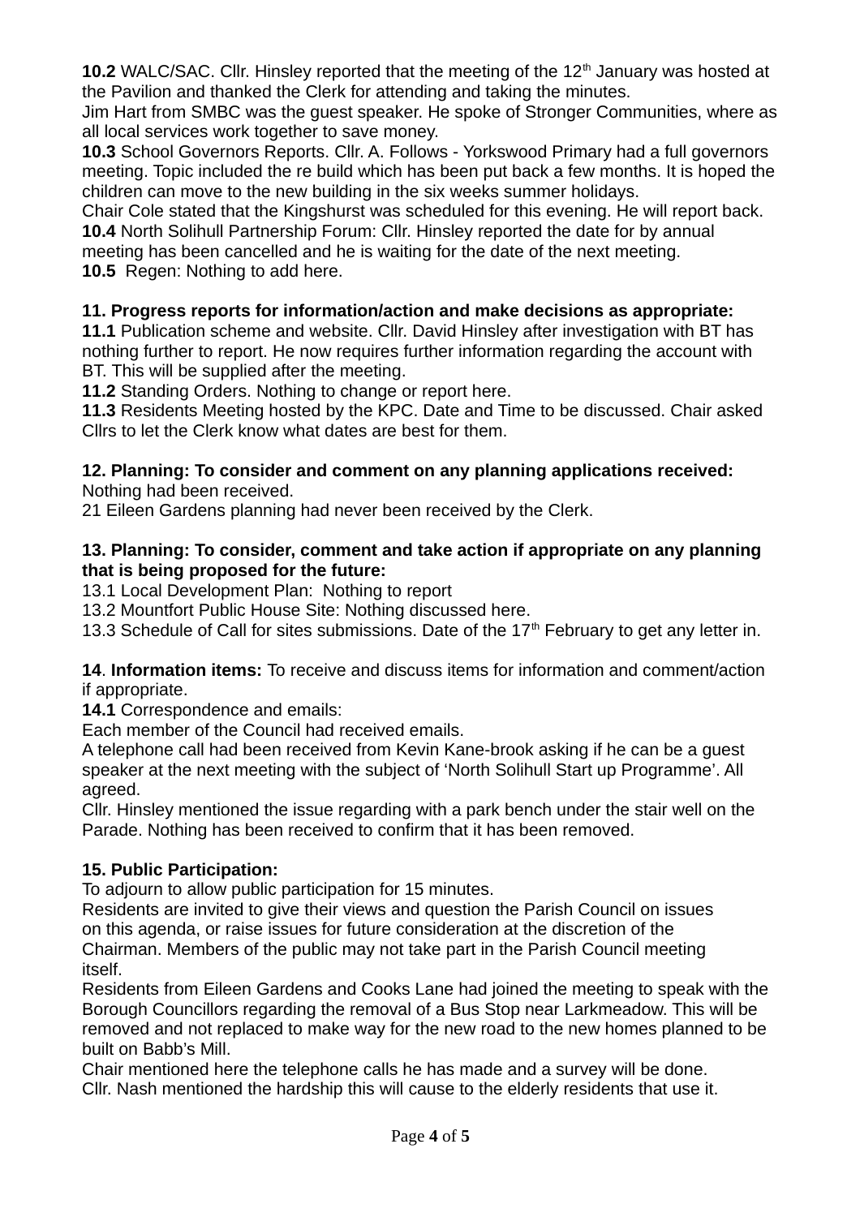**10.2** WALC/SAC. Cllr. Hinsley reported that the meeting of the 12th January was hosted at the Pavilion and thanked the Clerk for attending and taking the minutes.
Jim Hart from SMBC was the guest speaker. He spoke of Stronger Communities, where as all local services work together to save money.
**10.3** School Governors Reports. Cllr. A. Follows - Yorkswood Primary had a full governors meeting. Topic included the re build which has been put back a few months. It is hoped the children can move to the new building in the six weeks summer holidays.
Chair Cole stated that the Kingshurst was scheduled for this evening. He will report back.
**10.4** North Solihull Partnership Forum: Cllr. Hinsley reported the date for by annual meeting has been cancelled and he is waiting for the date of the next meeting.
**10.5** Regen: Nothing to add here.

**11. Progress reports for information/action and make decisions as appropriate:**
**11.1** Publication scheme and website. Cllr. David Hinsley after investigation with BT has nothing further to report. He now requires further information regarding the account with BT. This will be supplied after the meeting.
**11.2** Standing Orders. Nothing to change or report here.
**11.3** Residents Meeting hosted by the KPC. Date and Time to be discussed. Chair asked Cllrs to let the Clerk know what dates are best for them.

**12. Planning: To consider and comment on any planning applications received:**
Nothing had been received.
21 Eileen Gardens planning had never been received by the Clerk.

**13. Planning: To consider, comment and take action if appropriate on any planning that is being proposed for the future:**
13.1 Local Development Plan: Nothing to report
13.2 Mountfort Public House Site: Nothing discussed here.
13.3 Schedule of Call for sites submissions. Date of the 17th February to get any letter in.

**14**. **Information items:** To receive and discuss items for information and comment/action if appropriate.
**14.1** Correspondence and emails:
Each member of the Council had received emails.
A telephone call had been received from Kevin Kane-brook asking if he can be a guest speaker at the next meeting with the subject of 'North Solihull Start up Programme'. All agreed.
Cllr. Hinsley mentioned the issue regarding with a park bench under the stair well on the Parade. Nothing has been received to confirm that it has been removed.

**15. Public Participation:**
To adjourn to allow public participation for 15 minutes.
Residents are invited to give their views and question the Parish Council on issues on this agenda, or raise issues for future consideration at the discretion of the Chairman. Members of the public may not take part in the Parish Council meeting itself.
Residents from Eileen Gardens and Cooks Lane had joined the meeting to speak with the Borough Councillors regarding the removal of a Bus Stop near Larkmeadow. This will be removed and not replaced to make way for the new road to the new homes planned to be built on Babb's Mill.
Chair mentioned here the telephone calls he has made and a survey will be done.
Cllr. Nash mentioned the hardship this will cause to the elderly residents that use it.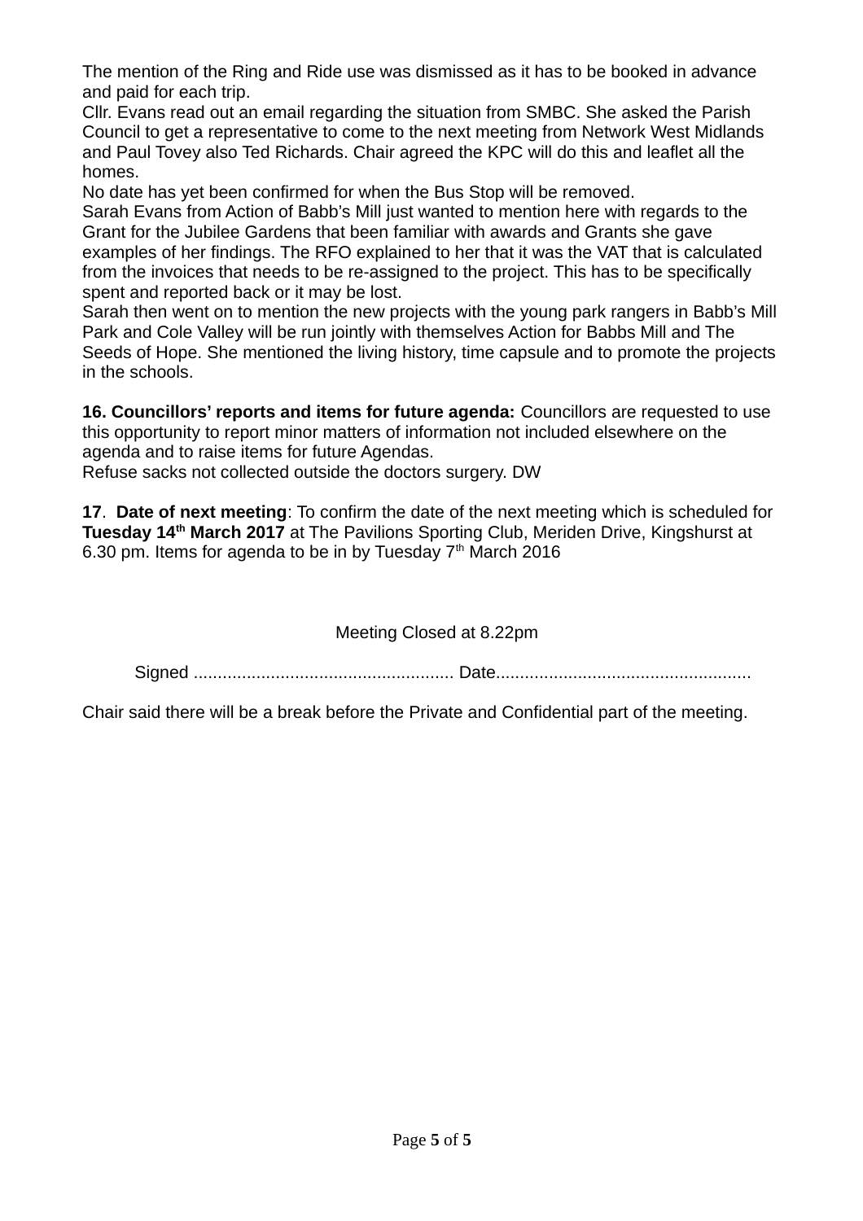The mention of the Ring and Ride use was dismissed as it has to be booked in advance and paid for each trip.
Cllr. Evans read out an email regarding the situation from SMBC. She asked the Parish Council to get a representative to come to the next meeting from Network West Midlands and Paul Tovey also Ted Richards. Chair agreed the KPC will do this and leaflet all the homes.
No date has yet been confirmed for when the Bus Stop will be removed.
Sarah Evans from Action of Babb's Mill just wanted to mention here with regards to the Grant for the Jubilee Gardens that been familiar with awards and Grants she gave examples of her findings. The RFO explained to her that it was the VAT that is calculated from the invoices that needs to be re-assigned to the project. This has to be specifically spent and reported back or it may be lost.
Sarah then went on to mention the new projects with the young park rangers in Babb's Mill Park and Cole Valley will be run jointly with themselves Action for Babbs Mill and The Seeds of Hope. She mentioned the living history, time capsule and to promote the projects in the schools.

**16. Councillors' reports and items for future agenda:** Councillors are requested to use this opportunity to report minor matters of information not included elsewhere on the agenda and to raise items for future Agendas.
Refuse sacks not collected outside the doctors surgery. DW

**17**. **Date of next meeting**: To confirm the date of the next meeting which is scheduled for **Tuesday 14th March 2017** at The Pavilions Sporting Club, Meriden Drive, Kingshurst at 6.30 pm. Items for agenda to be in by Tuesday 7th March 2016

Meeting Closed at 8.22pm

Signed ..................................................... Date....................................................

Chair said there will be a break before the Private and Confidential part of the meeting.